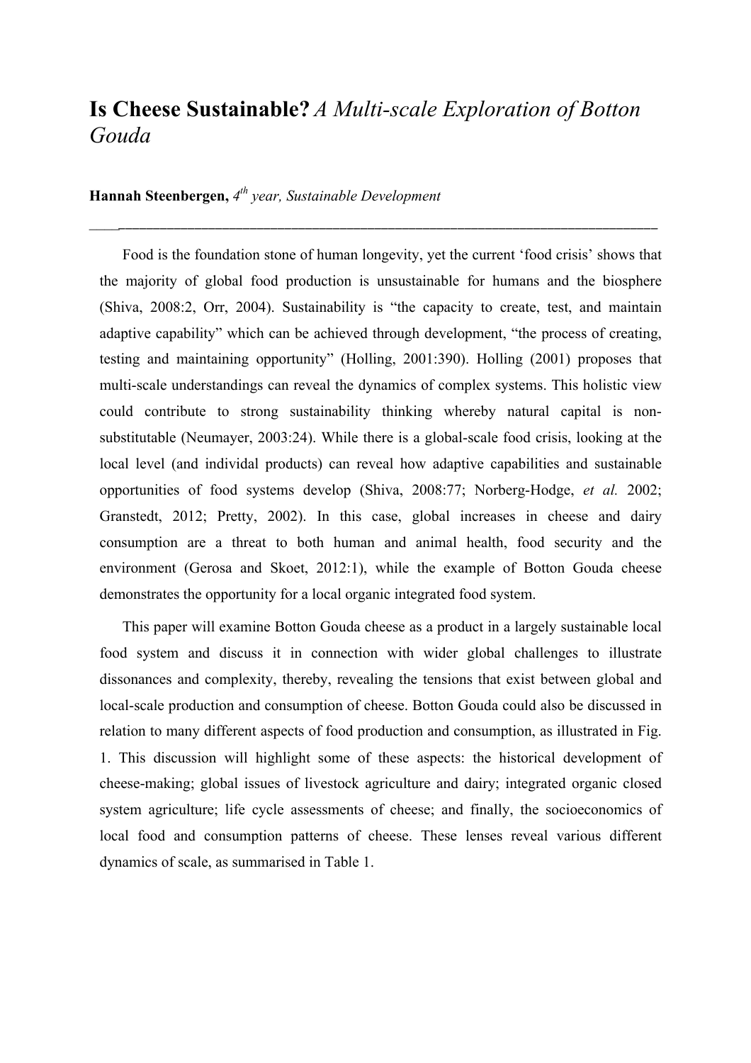# **Is Cheese Sustainable?** *A Multi-scale Exploration of Botton Gouda*

**Hannah Steenbergen,** *4th year, Sustainable Development*

---

Food is the foundation stone of human longevity, yet the current 'food crisis' shows that the majority of global food production is unsustainable for humans and the biosphere (Shiva, 2008:2, Orr, 2004). Sustainability is "the capacity to create, test, and maintain adaptive capability" which can be achieved through development, "the process of creating, testing and maintaining opportunity" (Holling, 2001:390). Holling (2001) proposes that multi-scale understandings can reveal the dynamics of complex systems. This holistic view could contribute to strong sustainability thinking whereby natural capital is non-substitutable (Neumayer, 2003:24). While there is a global-scale food crisis, looking at the local level (and individal products) can reveal how adaptive capabilities and sustainable opportunities of food systems develop (Shiva, 2008:77; Norberg-Hodge, *et al.* 2002; Granstedt, 2012; Pretty, 2002). In this case, global increases in cheese and dairy consumption are a threat to both human and animal health, food security and the environment (Gerosa and Skoet, 2012:1), while the example of Botton Gouda cheese demonstrates the opportunity for a local organic integrated food system.

This paper will examine Botton Gouda cheese as a product in a largely sustainable local food system and discuss it in connection with wider global challenges to illustrate dissonances and complexity, thereby, revealing the tensions that exist between global and local-scale production and consumption of cheese. Botton Gouda could also be discussed in relation to many different aspects of food production and consumption, as illustrated in Fig. 1. This discussion will highlight some of these aspects: the historical development of cheese-making; global issues of livestock agriculture and dairy; integrated organic closed system agriculture; life cycle assessments of cheese; and finally, the socioeconomics of local food and consumption patterns of cheese. These lenses reveal various different dynamics of scale, as summarised in Table 1.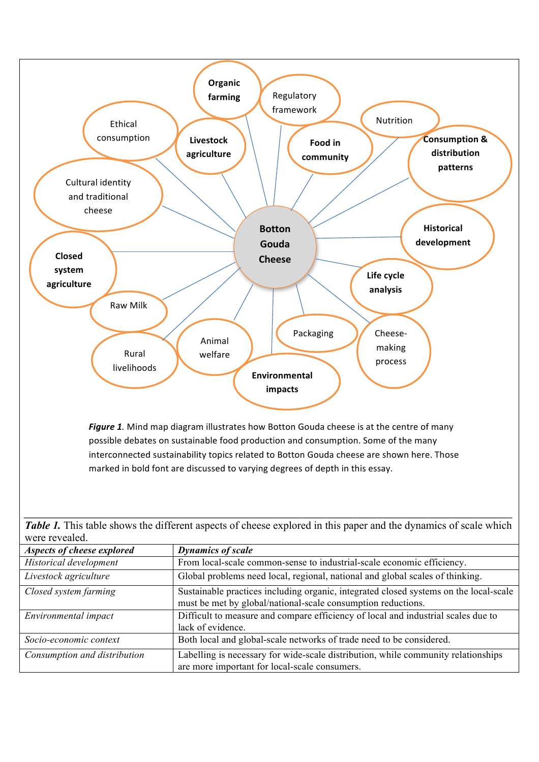*Figure 1*. Mind map diagram illustrates how Botton Gouda cheese is at the centre of many possible debates on sustainable food production and consumption. Some of the many interconnected sustainability topics related to Botton Gouda cheese are shown here. Those marked in bold font are discussed to varying degrees of depth in this essay.

***Table 1.*** This table shows the different aspects of cheese explored in this paper and the dynamics of scale which were revealed.

| *Aspects of cheese explored* | *Dynamics of scale* |
|---|---|
| *Historical development* | From local-scale common-sense to industrial-scale economic efficiency. |
| *Livestock agriculture* | Global problems need local, regional, national and global scales of thinking. |
| *Closed system farming* | Sustainable practices including organic, integrated closed systems on the local-scale must be met by global/national-scale consumption reductions. |
| *Environmental impact* | Difficult to measure and compare efficiency of local and industrial scales due to lack of evidence. |
| *Socio-economic context* | Both local and global-scale networks of trade need to be considered. |
| *Consumption and distribution* | Labelling is necessary for wide-scale distribution, while community relationships are more important for local-scale consumers. |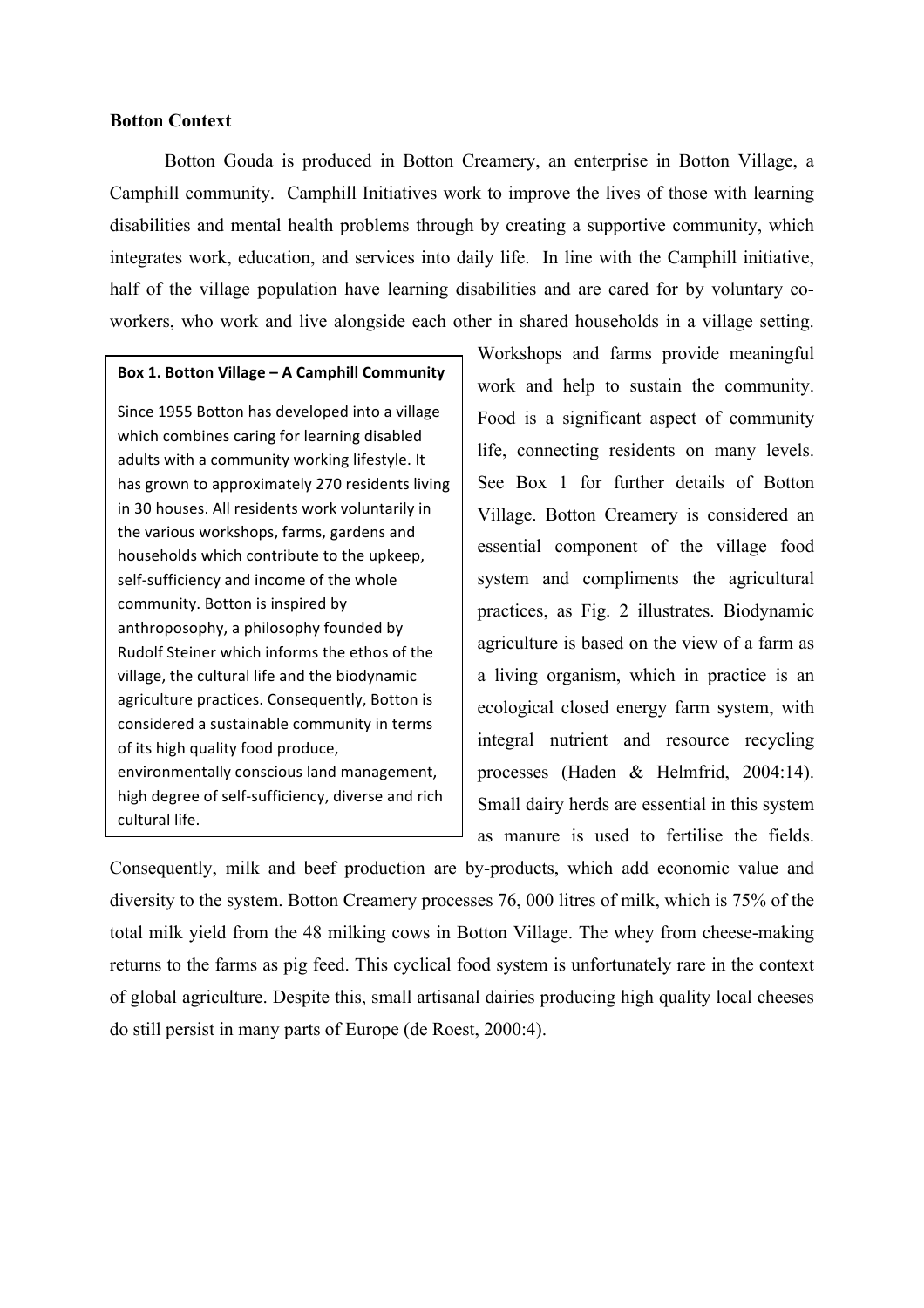**Botton Context**

Botton Gouda is produced in Botton Creamery, an enterprise in Botton Village, a Camphill community. Camphill Initiatives work to improve the lives of those with learning disabilities and mental health problems through by creating a supportive community, which integrates work, education, and services into daily life. In line with the Camphill initiative, half of the village population have learning disabilities and are cared for by voluntary co-workers, who work and live alongside each other in shared households in a village setting. Workshops and farms provide meaningful work and help to sustain the community. Food is a significant aspect of community life, connecting residents on many levels. See Box 1 for further details of Botton Village. Botton Creamery is considered an essential component of the village food system and compliments the agricultural practices, as Fig. 2 illustrates. Biodynamic agriculture is based on the view of a farm as a living organism, which in practice is an ecological closed energy farm system, with integral nutrient and resource recycling processes (Haden & Helmfrid, 2004:14). Small dairy herds are essential in this system as manure is used to fertilise the fields. Consequently, milk and beef production are by-products, which add economic value and diversity to the system. Botton Creamery processes 76, 000 litres of milk, which is 75% of the total milk yield from the 48 milking cows in Botton Village. The whey from cheese-making returns to the farms as pig feed. This cyclical food system is unfortunately rare in the context of global agriculture. Despite this, small artisanal dairies producing high quality local cheeses do still persist in many parts of Europe (de Roest, 2000:4).

> **Box 1. Botton Village – A Camphill Community**
>
> Since 1955 Botton has developed into a village which combines caring for learning disabled adults with a community working lifestyle. It has grown to approximately 270 residents living in 30 houses. All residents work voluntarily in the various workshops, farms, gardens and households which contribute to the upkeep, self-sufficiency and income of the whole community. Botton is inspired by anthroposophy, a philosophy founded by Rudolf Steiner which informs the ethos of the village, the cultural life and the biodynamic agriculture practices. Consequently, Botton is considered a sustainable community in terms of its high quality food produce, environmentally conscious land management, high degree of self-sufficiency, diverse and rich cultural life.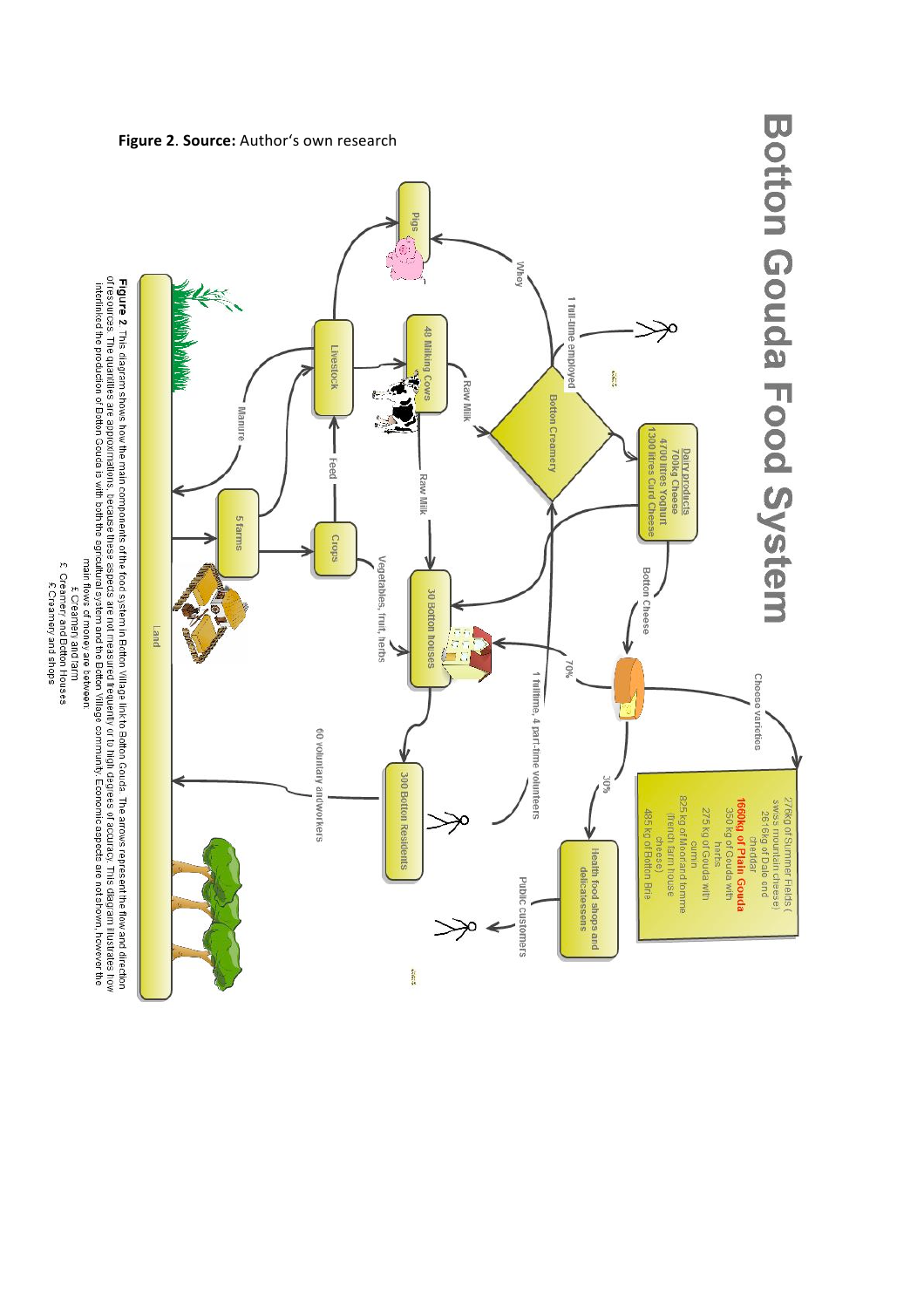# Botton Gouda Food System

**Figure 2**. **Source:** Author's own research

**Figure 2**. This diagram shows how the main components of the food system in Botton Village link to Botton Gouda. The arrows represent the flow and direction of resources. The quantities are approximations, because these aspects are not measured frequently or to high degrees of accuracy. This diagram illustrates how interlinked the production of Botton Gouda is with both the agricultural system and the Botton Village community. Economic aspects are not shown, however the main flows of money are between:

£ Creamery and farm

£ Creamery and Botton Houses

£ Creamery and shops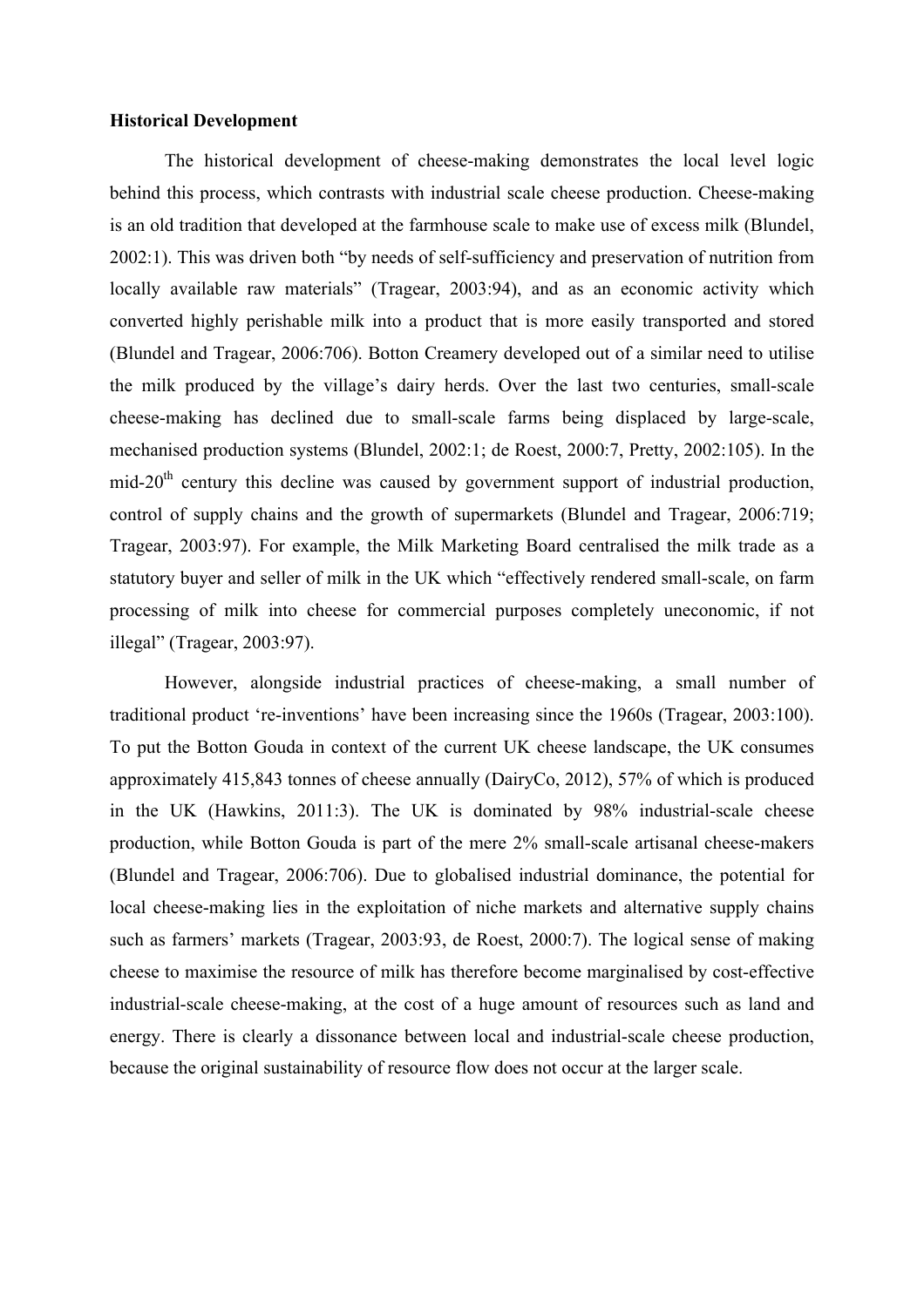**Historical Development**

The historical development of cheese-making demonstrates the local level logic behind this process, which contrasts with industrial scale cheese production. Cheese-making is an old tradition that developed at the farmhouse scale to make use of excess milk (Blundel, 2002:1). This was driven both "by needs of self-sufficiency and preservation of nutrition from locally available raw materials" (Tragear, 2003:94), and as an economic activity which converted highly perishable milk into a product that is more easily transported and stored (Blundel and Tragear, 2006:706). Botton Creamery developed out of a similar need to utilise the milk produced by the village's dairy herds. Over the last two centuries, small-scale cheese-making has declined due to small-scale farms being displaced by large-scale, mechanised production systems (Blundel, 2002:1; de Roest, 2000:7, Pretty, 2002:105). In the mid-20th century this decline was caused by government support of industrial production, control of supply chains and the growth of supermarkets (Blundel and Tragear, 2006:719; Tragear, 2003:97). For example, the Milk Marketing Board centralised the milk trade as a statutory buyer and seller of milk in the UK which "effectively rendered small-scale, on farm processing of milk into cheese for commercial purposes completely uneconomic, if not illegal" (Tragear, 2003:97).

However, alongside industrial practices of cheese-making, a small number of traditional product 're-inventions' have been increasing since the 1960s (Tragear, 2003:100). To put the Botton Gouda in context of the current UK cheese landscape, the UK consumes approximately 415,843 tonnes of cheese annually (DairyCo, 2012), 57% of which is produced in the UK (Hawkins, 2011:3). The UK is dominated by 98% industrial-scale cheese production, while Botton Gouda is part of the mere 2% small-scale artisanal cheese-makers (Blundel and Tragear, 2006:706). Due to globalised industrial dominance, the potential for local cheese-making lies in the exploitation of niche markets and alternative supply chains such as farmers' markets (Tragear, 2003:93, de Roest, 2000:7). The logical sense of making cheese to maximise the resource of milk has therefore become marginalised by cost-effective industrial-scale cheese-making, at the cost of a huge amount of resources such as land and energy. There is clearly a dissonance between local and industrial-scale cheese production, because the original sustainability of resource flow does not occur at the larger scale.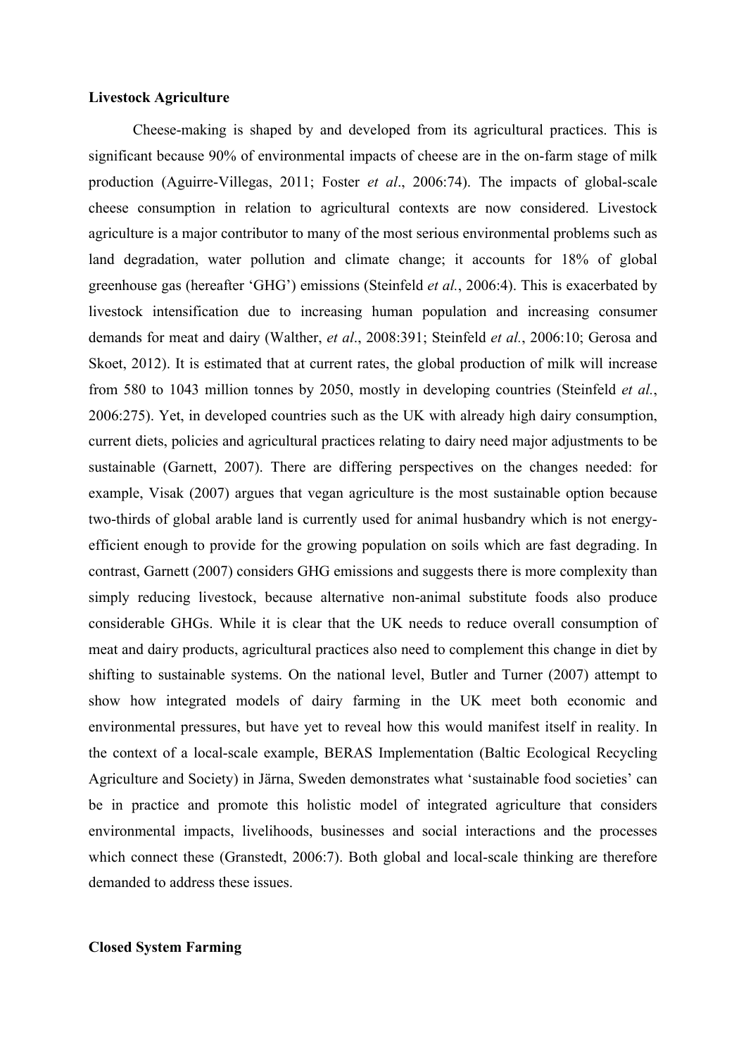**Livestock Agriculture**

Cheese-making is shaped by and developed from its agricultural practices. This is significant because 90% of environmental impacts of cheese are in the on-farm stage of milk production (Aguirre-Villegas, 2011; Foster *et al*., 2006:74). The impacts of global-scale cheese consumption in relation to agricultural contexts are now considered. Livestock agriculture is a major contributor to many of the most serious environmental problems such as land degradation, water pollution and climate change; it accounts for 18% of global greenhouse gas (hereafter 'GHG') emissions (Steinfeld *et al.*, 2006:4). This is exacerbated by livestock intensification due to increasing human population and increasing consumer demands for meat and dairy (Walther, *et al*., 2008:391; Steinfeld *et al.*, 2006:10; Gerosa and Skoet, 2012). It is estimated that at current rates, the global production of milk will increase from 580 to 1043 million tonnes by 2050, mostly in developing countries (Steinfeld *et al.*, 2006:275). Yet, in developed countries such as the UK with already high dairy consumption, current diets, policies and agricultural practices relating to dairy need major adjustments to be sustainable (Garnett, 2007). There are differing perspectives on the changes needed: for example, Visak (2007) argues that vegan agriculture is the most sustainable option because two-thirds of global arable land is currently used for animal husbandry which is not energy-efficient enough to provide for the growing population on soils which are fast degrading. In contrast, Garnett (2007) considers GHG emissions and suggests there is more complexity than simply reducing livestock, because alternative non-animal substitute foods also produce considerable GHGs. While it is clear that the UK needs to reduce overall consumption of meat and dairy products, agricultural practices also need to complement this change in diet by shifting to sustainable systems. On the national level, Butler and Turner (2007) attempt to show how integrated models of dairy farming in the UK meet both economic and environmental pressures, but have yet to reveal how this would manifest itself in reality. In the context of a local-scale example, BERAS Implementation (Baltic Ecological Recycling Agriculture and Society) in Järna, Sweden demonstrates what 'sustainable food societies' can be in practice and promote this holistic model of integrated agriculture that considers environmental impacts, livelihoods, businesses and social interactions and the processes which connect these (Granstedt, 2006:7). Both global and local-scale thinking are therefore demanded to address these issues.

**Closed System Farming**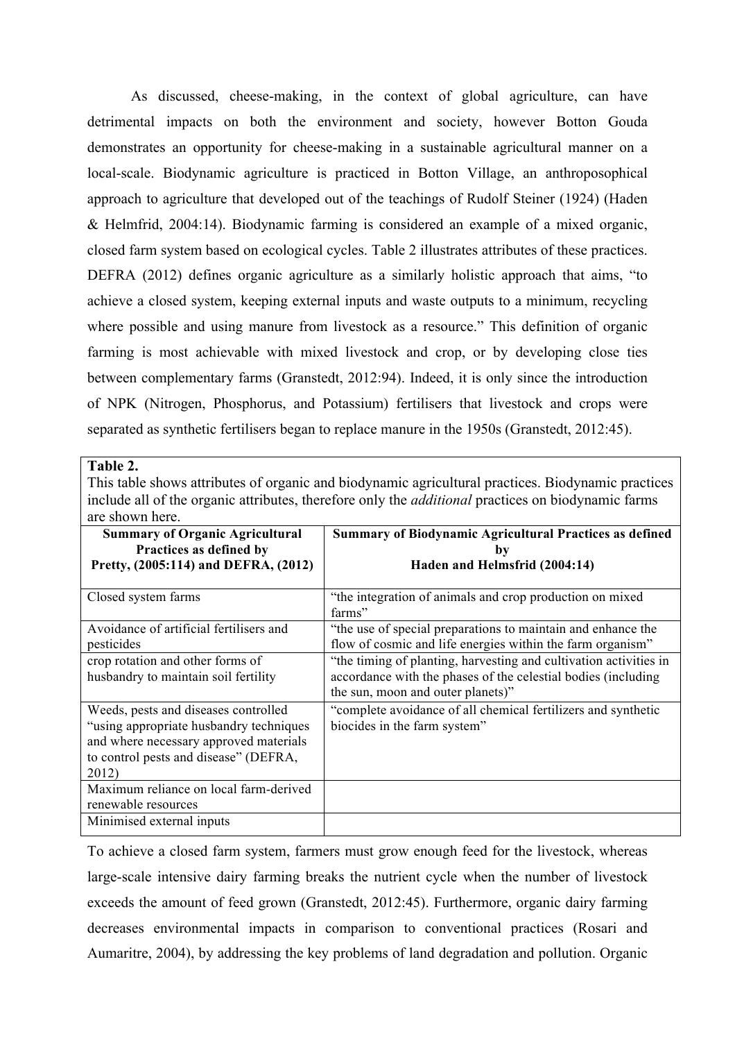As discussed, cheese-making, in the context of global agriculture, can have detrimental impacts on both the environment and society, however Botton Gouda demonstrates an opportunity for cheese-making in a sustainable agricultural manner on a local-scale. Biodynamic agriculture is practiced in Botton Village, an anthroposophical approach to agriculture that developed out of the teachings of Rudolf Steiner (1924) (Haden & Helmfrid, 2004:14). Biodynamic farming is considered an example of a mixed organic, closed farm system based on ecological cycles. Table 2 illustrates attributes of these practices. DEFRA (2012) defines organic agriculture as a similarly holistic approach that aims, "to achieve a closed system, keeping external inputs and waste outputs to a minimum, recycling where possible and using manure from livestock as a resource." This definition of organic farming is most achievable with mixed livestock and crop, or by developing close ties between complementary farms (Granstedt, 2012:94). Indeed, it is only since the introduction of NPK (Nitrogen, Phosphorus, and Potassium) fertilisers that livestock and crops were separated as synthetic fertilisers began to replace manure in the 1950s (Granstedt, 2012:45).

**Table 2.**
This table shows attributes of organic and biodynamic agricultural practices. Biodynamic practices include all of the organic attributes, therefore only the *additional* practices on biodynamic farms are shown here.

| Summary of Organic Agricultural Practices as defined by Pretty, (2005:114) and DEFRA, (2012) | Summary of Biodynamic Agricultural Practices as defined by Haden and Helmsfrid (2004:14) |
|---|---|
| Closed system farms | "the integration of animals and crop production on mixed farms" |
| Avoidance of artificial fertilisers and pesticides | "the use of special preparations to maintain and enhance the flow of cosmic and life energies within the farm organism" |
| crop rotation and other forms of husbandry to maintain soil fertility | "the timing of planting, harvesting and cultivation activities in accordance with the phases of the celestial bodies (including the sun, moon and outer planets)" |
| Weeds, pests and diseases controlled "using appropriate husbandry techniques and where necessary approved materials to control pests and disease" (DEFRA, 2012) | "complete avoidance of all chemical fertilizers and synthetic biocides in the farm system" |
| Maximum reliance on local farm-derived renewable resources | |
| Minimised external inputs | |

To achieve a closed farm system, farmers must grow enough feed for the livestock, whereas large-scale intensive dairy farming breaks the nutrient cycle when the number of livestock exceeds the amount of feed grown (Granstedt, 2012:45). Furthermore, organic dairy farming decreases environmental impacts in comparison to conventional practices (Rosari and Aumaritre, 2004), by addressing the key problems of land degradation and pollution. Organic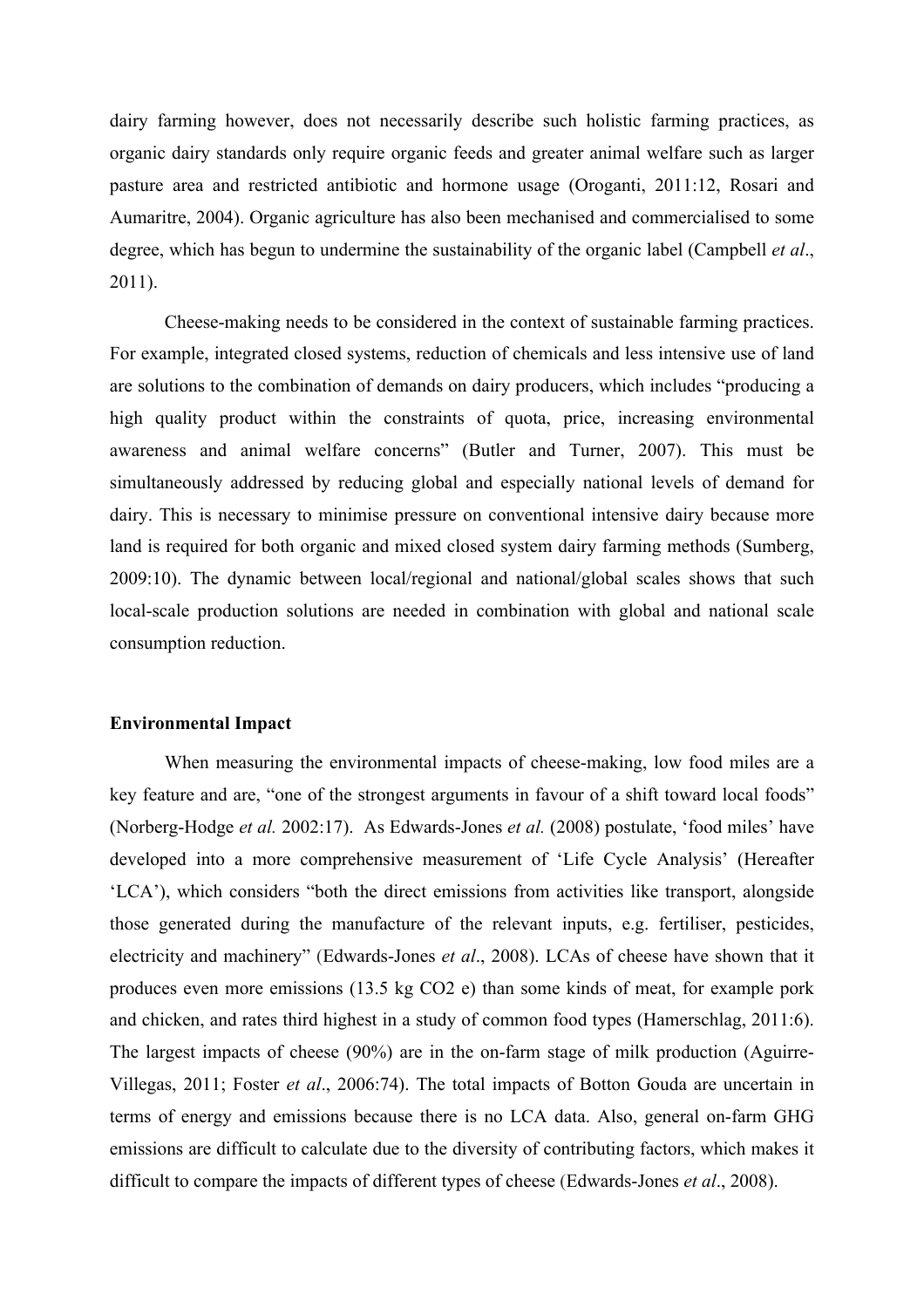dairy farming however, does not necessarily describe such holistic farming practices, as organic dairy standards only require organic feeds and greater animal welfare such as larger pasture area and restricted antibiotic and hormone usage (Oroganti, 2011:12, Rosari and Aumaritre, 2004). Organic agriculture has also been mechanised and commercialised to some degree, which has begun to undermine the sustainability of the organic label (Campbell *et al*., 2011).

Cheese-making needs to be considered in the context of sustainable farming practices. For example, integrated closed systems, reduction of chemicals and less intensive use of land are solutions to the combination of demands on dairy producers, which includes "producing a high quality product within the constraints of quota, price, increasing environmental awareness and animal welfare concerns" (Butler and Turner, 2007). This must be simultaneously addressed by reducing global and especially national levels of demand for dairy. This is necessary to minimise pressure on conventional intensive dairy because more land is required for both organic and mixed closed system dairy farming methods (Sumberg, 2009:10). The dynamic between local/regional and national/global scales shows that such local-scale production solutions are needed in combination with global and national scale consumption reduction.

**Environmental Impact**

When measuring the environmental impacts of cheese-making, low food miles are a key feature and are, "one of the strongest arguments in favour of a shift toward local foods" (Norberg-Hodge *et al.* 2002:17). As Edwards-Jones *et al.* (2008) postulate, 'food miles' have developed into a more comprehensive measurement of 'Life Cycle Analysis' (Hereafter 'LCA'), which considers "both the direct emissions from activities like transport, alongside those generated during the manufacture of the relevant inputs, e.g. fertiliser, pesticides, electricity and machinery" (Edwards-Jones *et al*., 2008). LCAs of cheese have shown that it produces even more emissions (13.5 kg $CO_2$ e) than some kinds of meat, for example pork and chicken, and rates third highest in a study of common food types (Hamerschlag, 2011:6). The largest impacts of cheese (90%) are in the on-farm stage of milk production (Aguirre-Villegas, 2011; Foster *et al*., 2006:74). The total impacts of Botton Gouda are uncertain in terms of energy and emissions because there is no LCA data. Also, general on-farm GHG emissions are difficult to calculate due to the diversity of contributing factors, which makes it difficult to compare the impacts of different types of cheese (Edwards-Jones *et al*., 2008).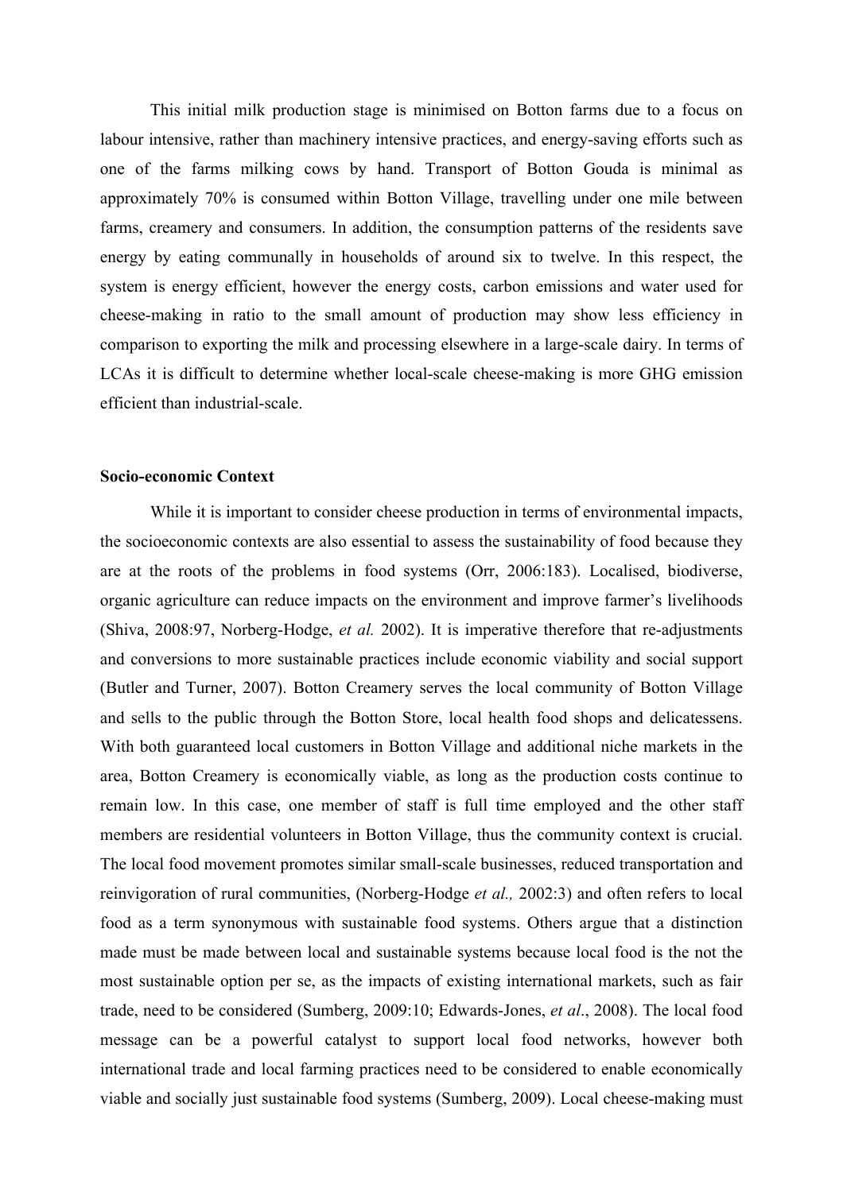This initial milk production stage is minimised on Botton farms due to a focus on labour intensive, rather than machinery intensive practices, and energy-saving efforts such as one of the farms milking cows by hand. Transport of Botton Gouda is minimal as approximately 70% is consumed within Botton Village, travelling under one mile between farms, creamery and consumers. In addition, the consumption patterns of the residents save energy by eating communally in households of around six to twelve. In this respect, the system is energy efficient, however the energy costs, carbon emissions and water used for cheese-making in ratio to the small amount of production may show less efficiency in comparison to exporting the milk and processing elsewhere in a large-scale dairy. In terms of LCAs it is difficult to determine whether local-scale cheese-making is more GHG emission efficient than industrial-scale.

**Socio-economic Context**

While it is important to consider cheese production in terms of environmental impacts, the socioeconomic contexts are also essential to assess the sustainability of food because they are at the roots of the problems in food systems (Orr, 2006:183). Localised, biodiverse, organic agriculture can reduce impacts on the environment and improve farmer's livelihoods (Shiva, 2008:97, Norberg-Hodge, *et al.* 2002). It is imperative therefore that re-adjustments and conversions to more sustainable practices include economic viability and social support (Butler and Turner, 2007). Botton Creamery serves the local community of Botton Village and sells to the public through the Botton Store, local health food shops and delicatessens. With both guaranteed local customers in Botton Village and additional niche markets in the area, Botton Creamery is economically viable, as long as the production costs continue to remain low. In this case, one member of staff is full time employed and the other staff members are residential volunteers in Botton Village, thus the community context is crucial. The local food movement promotes similar small-scale businesses, reduced transportation and reinvigoration of rural communities, (Norberg-Hodge *et al.,* 2002:3) and often refers to local food as a term synonymous with sustainable food systems. Others argue that a distinction made must be made between local and sustainable systems because local food is the not the most sustainable option per se, as the impacts of existing international markets, such as fair trade, need to be considered (Sumberg, 2009:10; Edwards-Jones, *et al*., 2008). The local food message can be a powerful catalyst to support local food networks, however both international trade and local farming practices need to be considered to enable economically viable and socially just sustainable food systems (Sumberg, 2009). Local cheese-making must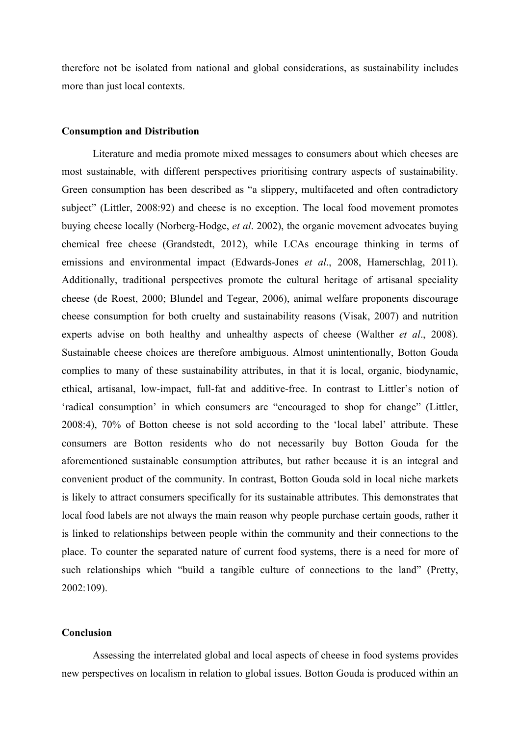therefore not be isolated from national and global considerations, as sustainability includes more than just local contexts.

## Consumption and Distribution

Literature and media promote mixed messages to consumers about which cheeses are most sustainable, with different perspectives prioritising contrary aspects of sustainability. Green consumption has been described as "a slippery, multifaceted and often contradictory subject" (Littler, 2008:92) and cheese is no exception. The local food movement promotes buying cheese locally (Norberg-Hodge, *et al*. 2002), the organic movement advocates buying chemical free cheese (Grandstedt, 2012), while LCAs encourage thinking in terms of emissions and environmental impact (Edwards-Jones *et al*., 2008, Hamerschlag, 2011). Additionally, traditional perspectives promote the cultural heritage of artisanal speciality cheese (de Roest, 2000; Blundel and Tegear, 2006), animal welfare proponents discourage cheese consumption for both cruelty and sustainability reasons (Visak, 2007) and nutrition experts advise on both healthy and unhealthy aspects of cheese (Walther *et al*., 2008). Sustainable cheese choices are therefore ambiguous. Almost unintentionally, Botton Gouda complies to many of these sustainability attributes, in that it is local, organic, biodynamic, ethical, artisanal, low-impact, full-fat and additive-free. In contrast to Littler's notion of 'radical consumption' in which consumers are "encouraged to shop for change" (Littler, 2008:4), 70% of Botton cheese is not sold according to the 'local label' attribute. These consumers are Botton residents who do not necessarily buy Botton Gouda for the aforementioned sustainable consumption attributes, but rather because it is an integral and convenient product of the community. In contrast, Botton Gouda sold in local niche markets is likely to attract consumers specifically for its sustainable attributes. This demonstrates that local food labels are not always the main reason why people purchase certain goods, rather it is linked to relationships between people within the community and their connections to the place. To counter the separated nature of current food systems, there is a need for more of such relationships which "build a tangible culture of connections to the land" (Pretty, 2002:109).

## Conclusion

Assessing the interrelated global and local aspects of cheese in food systems provides new perspectives on localism in relation to global issues. Botton Gouda is produced within an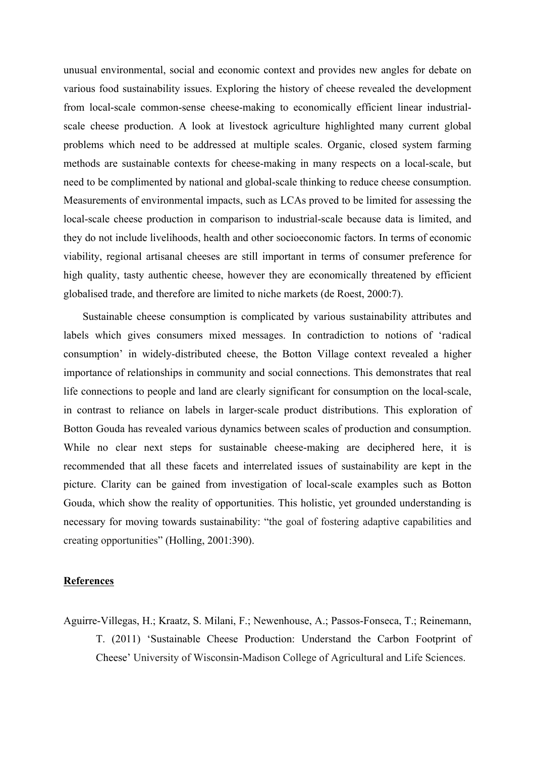unusual environmental, social and economic context and provides new angles for debate on various food sustainability issues. Exploring the history of cheese revealed the development from local-scale common-sense cheese-making to economically efficient linear industrial-scale cheese production. A look at livestock agriculture highlighted many current global problems which need to be addressed at multiple scales. Organic, closed system farming methods are sustainable contexts for cheese-making in many respects on a local-scale, but need to be complimented by national and global-scale thinking to reduce cheese consumption. Measurements of environmental impacts, such as LCAs proved to be limited for assessing the local-scale cheese production in comparison to industrial-scale because data is limited, and they do not include livelihoods, health and other socioeconomic factors. In terms of economic viability, regional artisanal cheeses are still important in terms of consumer preference for high quality, tasty authentic cheese, however they are economically threatened by efficient globalised trade, and therefore are limited to niche markets (de Roest, 2000:7).

Sustainable cheese consumption is complicated by various sustainability attributes and labels which gives consumers mixed messages. In contradiction to notions of 'radical consumption' in widely-distributed cheese, the Botton Village context revealed a higher importance of relationships in community and social connections. This demonstrates that real life connections to people and land are clearly significant for consumption on the local-scale, in contrast to reliance on labels in larger-scale product distributions. This exploration of Botton Gouda has revealed various dynamics between scales of production and consumption. While no clear next steps for sustainable cheese-making are deciphered here, it is recommended that all these facets and interrelated issues of sustainability are kept in the picture. Clarity can be gained from investigation of local-scale examples such as Botton Gouda, which show the reality of opportunities. This holistic, yet grounded understanding is necessary for moving towards sustainability: "the goal of fostering adaptive capabilities and creating opportunities" (Holling, 2001:390).

## References

Aguirre-Villegas, H.; Kraatz, S. Milani, F.; Newenhouse, A.; Passos-Fonseca, T.; Reinemann, T. (2011) 'Sustainable Cheese Production: Understand the Carbon Footprint of Cheese' University of Wisconsin-Madison College of Agricultural and Life Sciences.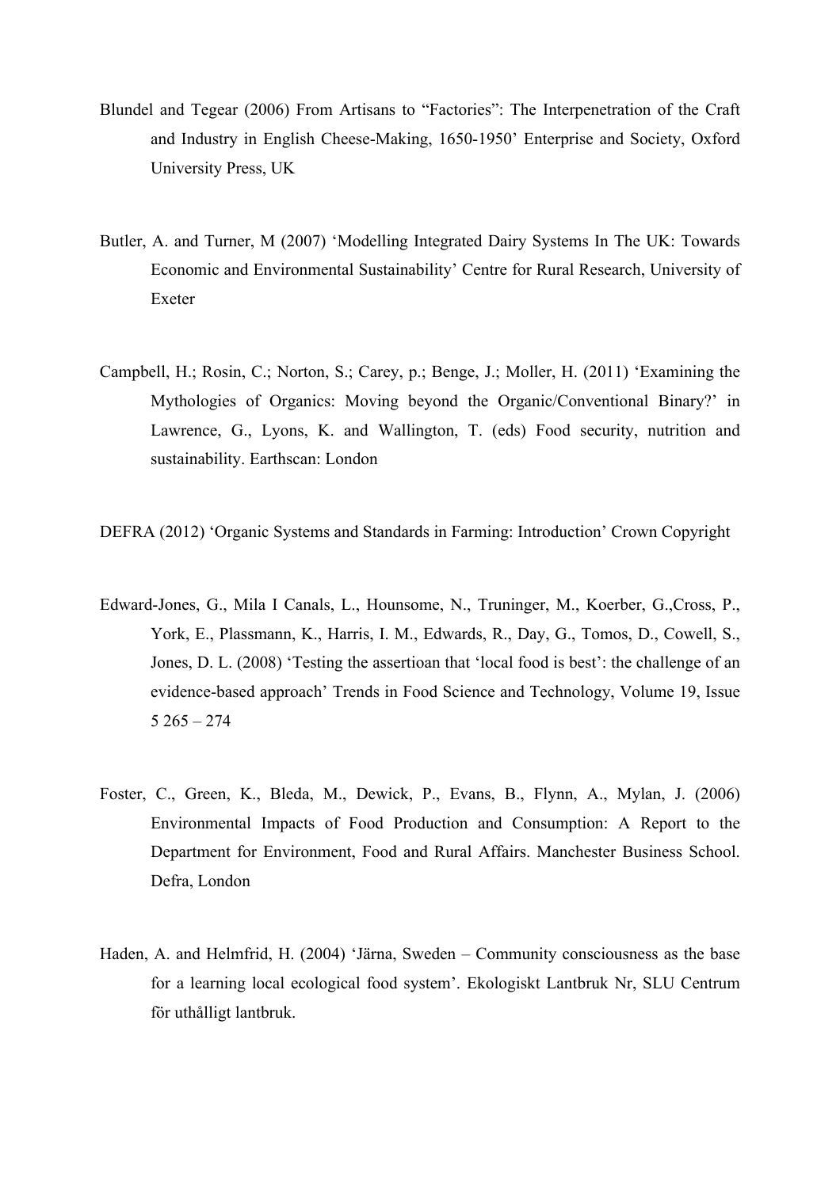Blundel and Tegear (2006) From Artisans to "Factories": The Interpenetration of the Craft and Industry in English Cheese-Making, 1650-1950' Enterprise and Society, Oxford University Press, UK

Butler, A. and Turner, M (2007) 'Modelling Integrated Dairy Systems In The UK: Towards Economic and Environmental Sustainability' Centre for Rural Research, University of Exeter

Campbell, H.; Rosin, C.; Norton, S.; Carey, p.; Benge, J.; Moller, H. (2011) 'Examining the Mythologies of Organics: Moving beyond the Organic/Conventional Binary?' in Lawrence, G., Lyons, K. and Wallington, T. (eds) Food security, nutrition and sustainability. Earthscan: London

DEFRA (2012) 'Organic Systems and Standards in Farming: Introduction' Crown Copyright

Edward-Jones, G., Mila I Canals, L., Hounsome, N., Truninger, M., Koerber, G.,Cross, P., York, E., Plassmann, K., Harris, I. M., Edwards, R., Day, G., Tomos, D., Cowell, S., Jones, D. L. (2008) 'Testing the assertioan that 'local food is best': the challenge of an evidence-based approach' Trends in Food Science and Technology, Volume 19, Issue 5 265 – 274

Foster, C., Green, K., Bleda, M., Dewick, P., Evans, B., Flynn, A., Mylan, J. (2006) Environmental Impacts of Food Production and Consumption: A Report to the Department for Environment, Food and Rural Affairs. Manchester Business School. Defra, London

Haden, A. and Helmfrid, H. (2004) 'Järna, Sweden – Community consciousness as the base for a learning local ecological food system'. Ekologiskt Lantbruk Nr, SLU Centrum för uthålligt lantbruk.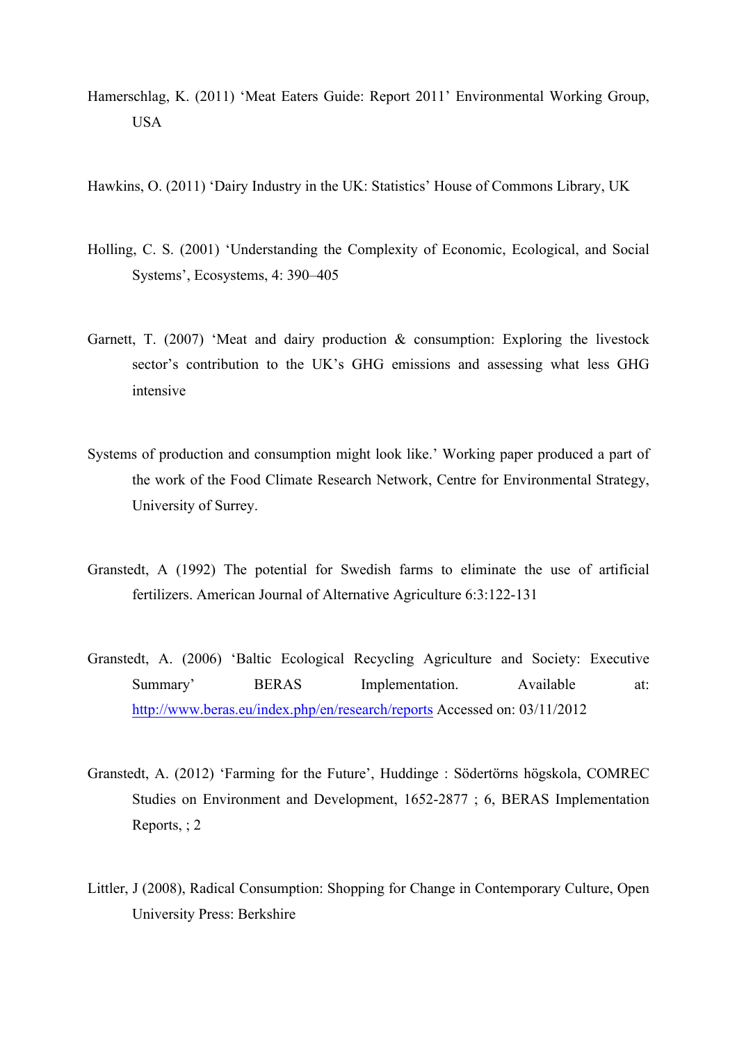Hamerschlag, K. (2011) ‘Meat Eaters Guide: Report 2011’ Environmental Working Group, USA

Hawkins, O. (2011) ‘Dairy Industry in the UK: Statistics’ House of Commons Library, UK

Holling, C. S. (2001) ‘Understanding the Complexity of Economic, Ecological, and Social Systems’, Ecosystems, 4: 390–405

Garnett, T. (2007) ‘Meat and dairy production & consumption: Exploring the livestock sector’s contribution to the UK’s GHG emissions and assessing what less GHG intensive

Systems of production and consumption might look like.’ Working paper produced a part of the work of the Food Climate Research Network, Centre for Environmental Strategy, University of Surrey.

Granstedt, A (1992) The potential for Swedish farms to eliminate the use of artificial fertilizers. American Journal of Alternative Agriculture 6:3:122-131

Granstedt, A. (2006) ‘Baltic Ecological Recycling Agriculture and Society: Executive Summary’ BERAS Implementation. Available at: http://www.beras.eu/index.php/en/research/reports Accessed on: 03/11/2012

Granstedt, A. (2012) ‘Farming for the Future’, Huddinge : Södertörns högskola, COMREC Studies on Environment and Development, 1652-2877 ; 6, BERAS Implementation Reports, ; 2

Littler, J (2008), Radical Consumption: Shopping for Change in Contemporary Culture, Open University Press: Berkshire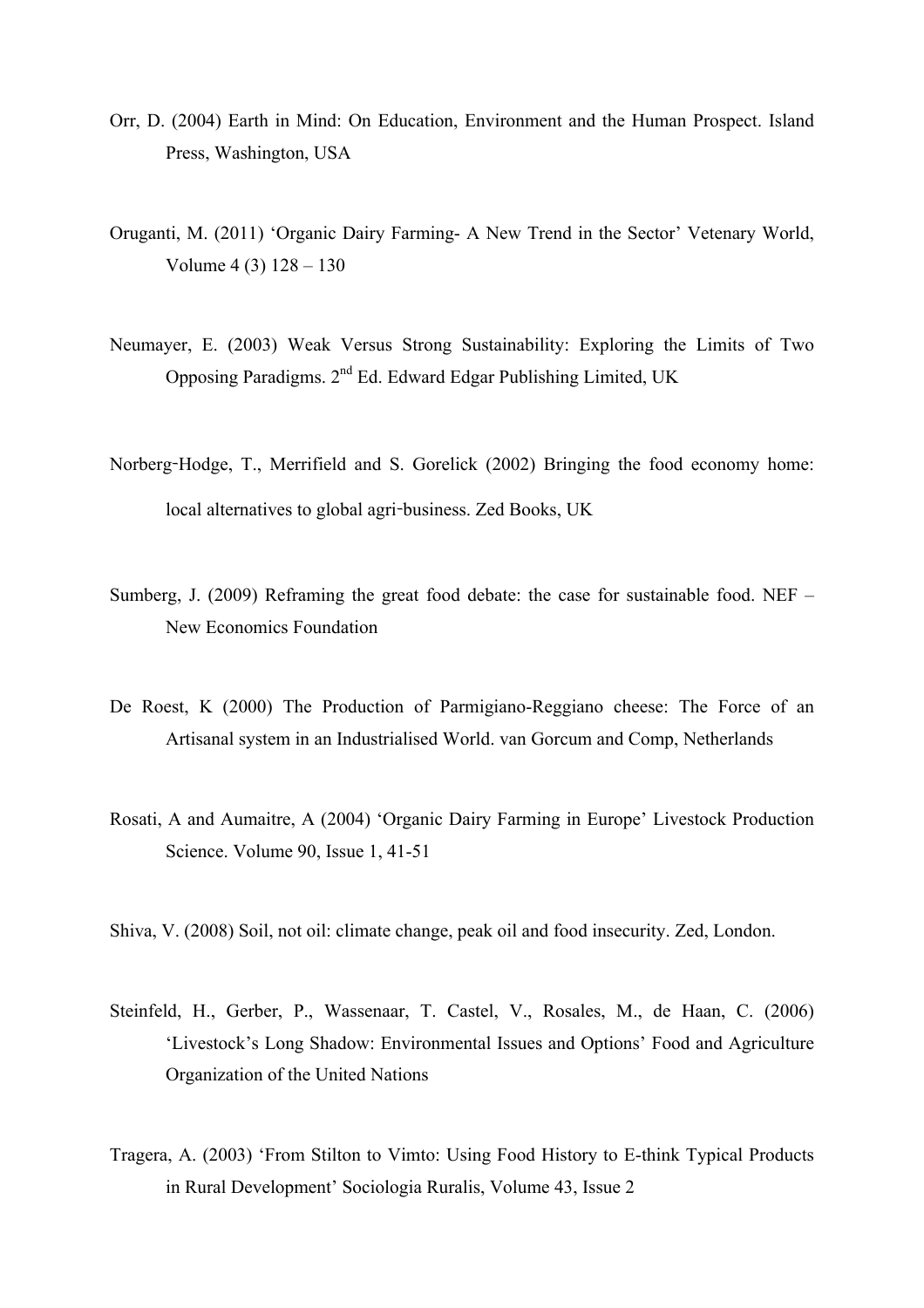Orr, D. (2004) Earth in Mind: On Education, Environment and the Human Prospect. Island Press, Washington, USA

Oruganti, M. (2011) 'Organic Dairy Farming- A New Trend in the Sector' Vetenary World, Volume 4 (3) 128 – 130

Neumayer, E. (2003) Weak Versus Strong Sustainability: Exploring the Limits of Two Opposing Paradigms. 2nd Ed. Edward Edgar Publishing Limited, UK

Norberg-Hodge, T., Merrifield and S. Gorelick (2002) Bringing the food economy home: local alternatives to global agri-business. Zed Books, UK

Sumberg, J. (2009) Reframing the great food debate: the case for sustainable food. NEF – New Economics Foundation

De Roest, K (2000) The Production of Parmigiano-Reggiano cheese: The Force of an Artisanal system in an Industrialised World. van Gorcum and Comp, Netherlands

Rosati, A and Aumaitre, A (2004) 'Organic Dairy Farming in Europe' Livestock Production Science. Volume 90, Issue 1, 41-51

Shiva, V. (2008) Soil, not oil: climate change, peak oil and food insecurity. Zed, London.

Steinfeld, H., Gerber, P., Wassenaar, T. Castel, V., Rosales, M., de Haan, C. (2006) 'Livestock's Long Shadow: Environmental Issues and Options' Food and Agriculture Organization of the United Nations

Tragera, A. (2003) 'From Stilton to Vimto: Using Food History to E-think Typical Products in Rural Development' Sociologia Ruralis, Volume 43, Issue 2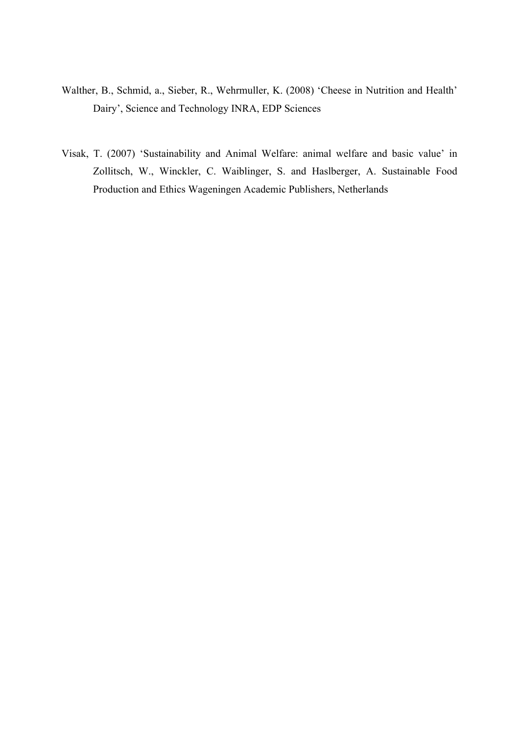Walther, B., Schmid, a., Sieber, R., Wehrmuller, K. (2008) 'Cheese in Nutrition and Health' Dairy', Science and Technology INRA, EDP Sciences

Visak, T. (2007) 'Sustainability and Animal Welfare: animal welfare and basic value' in Zollitsch, W., Winckler, C. Waiblinger, S. and Haslberger, A. Sustainable Food Production and Ethics Wageningen Academic Publishers, Netherlands